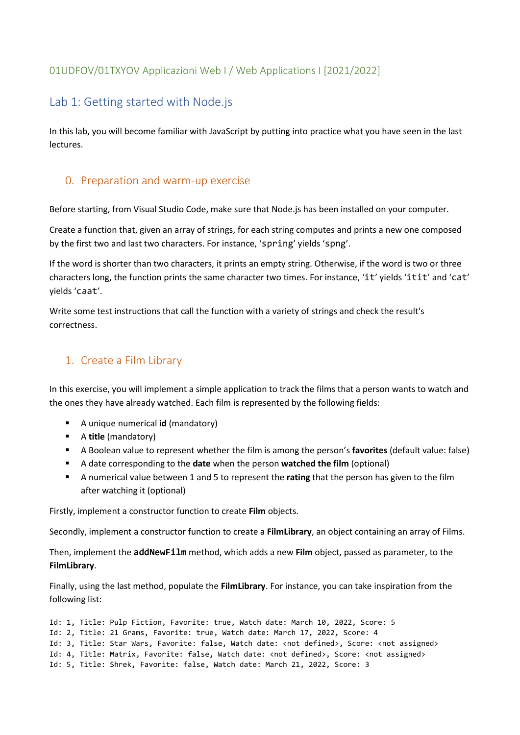01UDFOV/01TXYOV Applicazioni Web I / Web Applications I [2021/2022]

# Lab 1: Getting started with Node.js

In this lab, you will become familiar with JavaScript by putting into practice what you have seen in the last lectures.

## 0. Preparation and warm-up exercise

Before starting, from Visual Studio Code, make sure that Node.js has been installed on your computer.

Create a function that, given an array of strings, for each string computes and prints a new one composed by the first two and last two characters. For instance, '`spring`' yields '`spng`'.

If the word is shorter than two characters, it prints an empty string. Otherwise, if the word is two or three characters long, the function prints the same character two times. For instance, '`it`' yields '`itit`' and '`cat`' yields '`caat`'.

Write some test instructions that call the function with a variety of strings and check the result's correctness.

## 1. Create a Film Library

In this exercise, you will implement a simple application to track the films that a person wants to watch and the ones they have already watched. Each film is represented by the following fields:

- A unique numerical **id** (mandatory)
- A **title** (mandatory)
- A Boolean value to represent whether the film is among the person's **favorites** (default value: false)
- A date corresponding to the **date** when the person **watched the film** (optional)
- A numerical value between 1 and 5 to represent the **rating** that the person has given to the film after watching it (optional)

Firstly, implement a constructor function to create **Film** objects.

Secondly, implement a constructor function to create a **FilmLibrary**, an object containing an array of Films.

Then, implement the **`addNewFilm`** method, which adds a new **Film** object, passed as parameter, to the **FilmLibrary**.

Finally, using the last method, populate the **FilmLibrary**. For instance, you can take inspiration from the following list:

```
Id: 1, Title: Pulp Fiction, Favorite: true, Watch date: March 10, 2022, Score: 5
Id: 2, Title: 21 Grams, Favorite: true, Watch date: March 17, 2022, Score: 4
Id: 3, Title: Star Wars, Favorite: false, Watch date: <not defined>, Score: <not assigned>
Id: 4, Title: Matrix, Favorite: false, Watch date: <not defined>, Score: <not assigned>
Id: 5, Title: Shrek, Favorite: false, Watch date: March 21, 2022, Score: 3
```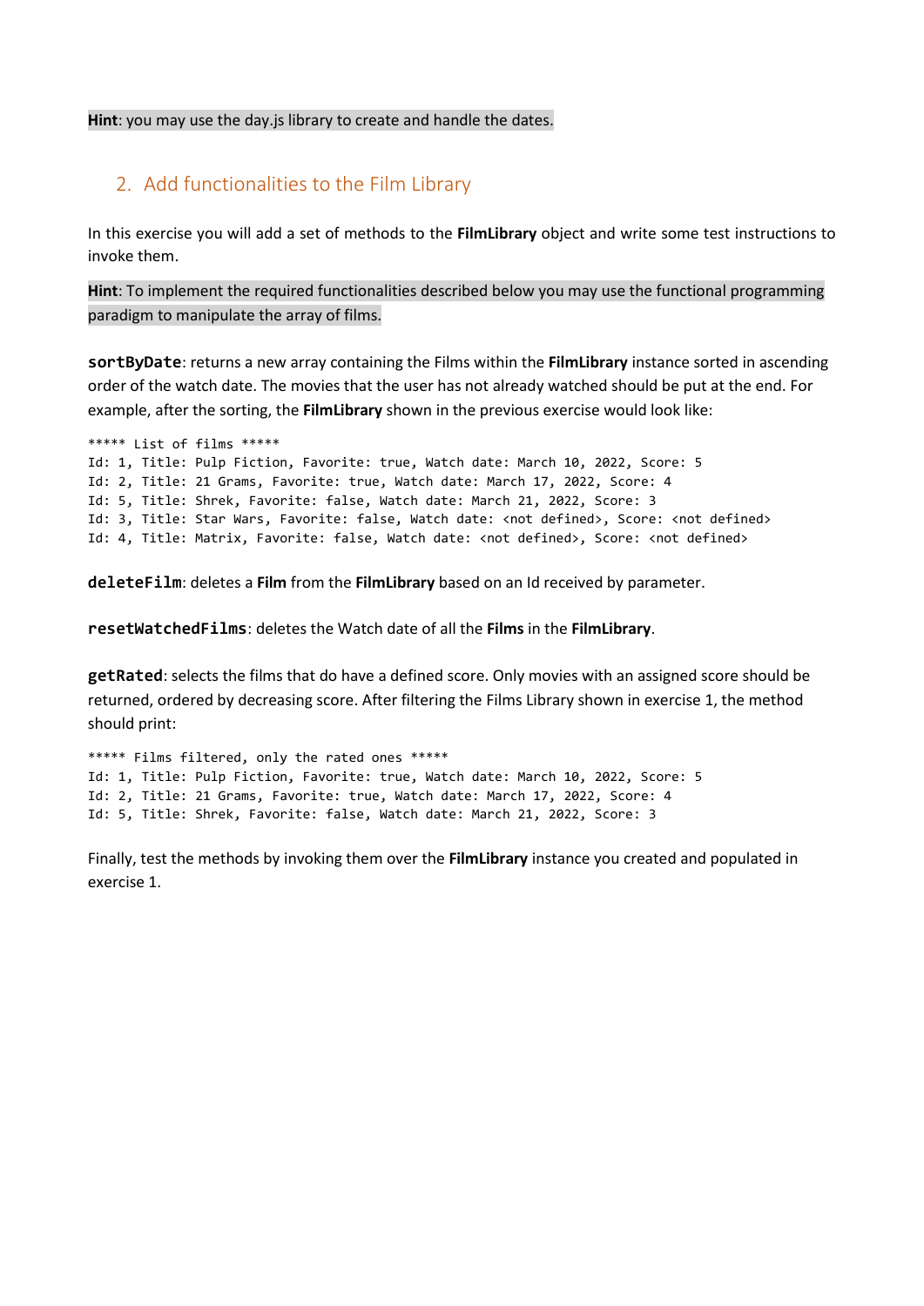**Hint**: you may use the day.js library to create and handle the dates.

## 2. Add functionalities to the Film Library

In this exercise you will add a set of methods to the **FilmLibrary** object and write some test instructions to invoke them.

**Hint**: To implement the required functionalities described below you may use the functional programming paradigm to manipulate the array of films.

**sortByDate**: returns a new array containing the Films within the **FilmLibrary** instance sorted in ascending order of the watch date. The movies that the user has not already watched should be put at the end. For example, after the sorting, the **FilmLibrary** shown in the previous exercise would look like:

```
***** List of films *****
Id: 1, Title: Pulp Fiction, Favorite: true, Watch date: March 10, 2022, Score: 5
Id: 2, Title: 21 Grams, Favorite: true, Watch date: March 17, 2022, Score: 4
Id: 5, Title: Shrek, Favorite: false, Watch date: March 21, 2022, Score: 3
Id: 3, Title: Star Wars, Favorite: false, Watch date: <not defined>, Score: <not defined>
Id: 4, Title: Matrix, Favorite: false, Watch date: <not defined>, Score: <not defined>
```

**deleteFilm**: deletes a **Film** from the **FilmLibrary** based on an Id received by parameter.

**resetWatchedFilms**: deletes the Watch date of all the **Films** in the **FilmLibrary**.

**getRated**: selects the films that do have a defined score. Only movies with an assigned score should be returned, ordered by decreasing score. After filtering the Films Library shown in exercise 1, the method should print:

```
***** Films filtered, only the rated ones *****
Id: 1, Title: Pulp Fiction, Favorite: true, Watch date: March 10, 2022, Score: 5
Id: 2, Title: 21 Grams, Favorite: true, Watch date: March 17, 2022, Score: 4
Id: 5, Title: Shrek, Favorite: false, Watch date: March 21, 2022, Score: 3
```

Finally, test the methods by invoking them over the **FilmLibrary** instance you created and populated in exercise 1.